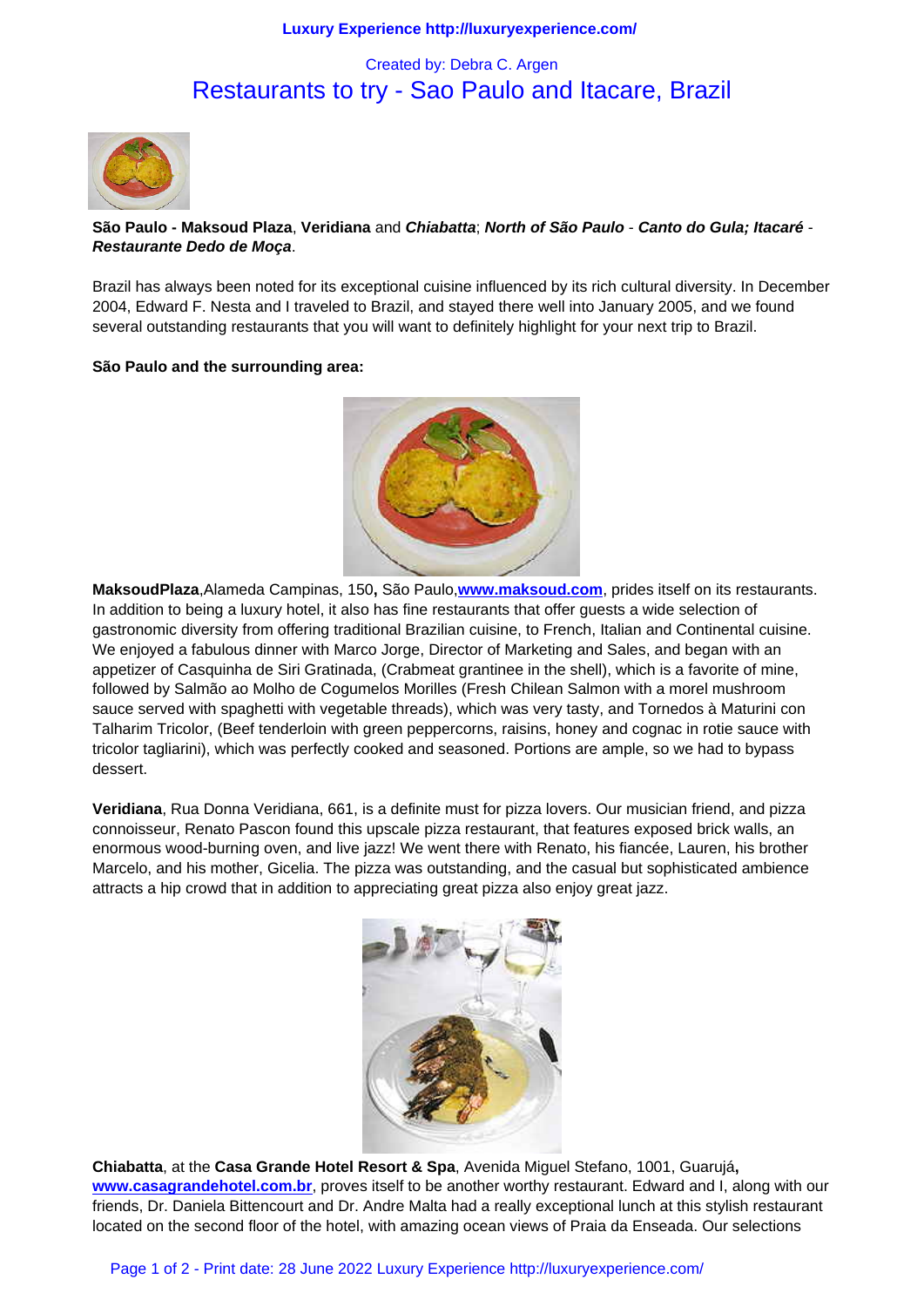Created by: Debra C. Argen

# Restaurants to try - Sao Paulo and Itacare, Brazil

**São Paulo - Maksoud Plaza**, **Veridiana** and ***Chiabatta***; ***North of São Paulo*** - ***Canto do Gula; Itacaré*** - ***Restaurante Dedo de Moça***.

Brazil has always been noted for its exceptional cuisine influenced by its rich cultural diversity. In December 2004, Edward F. Nesta and I traveled to Brazil, and stayed there well into January 2005, and we found several outstanding restaurants that you will want to definitely highlight for your next trip to Brazil.

**São Paulo and the surrounding area:**

**MaksoudPlaza**,Alameda Campinas, 150**,** São Paulo,**www.maksoud.com**, prides itself on its restaurants. In addition to being a luxury hotel, it also has fine restaurants that offer guests a wide selection of gastronomic diversity from offering traditional Brazilian cuisine, to French, Italian and Continental cuisine. We enjoyed a fabulous dinner with Marco Jorge, Director of Marketing and Sales, and began with an appetizer of Casquinha de Siri Gratinada, (Crabmeat grantinee in the shell), which is a favorite of mine, followed by Salmão ao Molho de Cogumelos Morilles (Fresh Chilean Salmon with a morel mushroom sauce served with spaghetti with vegetable threads), which was very tasty, and Tornedos à Maturini con Talharim Tricolor, (Beef tenderloin with green peppercorns, raisins, honey and cognac in rotie sauce with tricolor tagliarini), which was perfectly cooked and seasoned. Portions are ample, so we had to bypass dessert.

**Veridiana**, Rua Donna Veridiana, 661, is a definite must for pizza lovers. Our musician friend, and pizza connoisseur, Renato Pascon found this upscale pizza restaurant, that features exposed brick walls, an enormous wood-burning oven, and live jazz! We went there with Renato, his fiancée, Lauren, his brother Marcelo, and his mother, Gicelia. The pizza was outstanding, and the casual but sophisticated ambience attracts a hip crowd that in addition to appreciating great pizza also enjoy great jazz.

**Chiabatta**, at the **Casa Grande Hotel Resort & Spa**, Avenida Miguel Stefano, 1001, Guarujá**,** **www.casagrandehotel.com.br**, proves itself to be another worthy restaurant. Edward and I, along with our friends, Dr. Daniela Bittencourt and Dr. Andre Malta had a really exceptional lunch at this stylish restaurant located on the second floor of the hotel, with amazing ocean views of Praia da Enseada. Our selections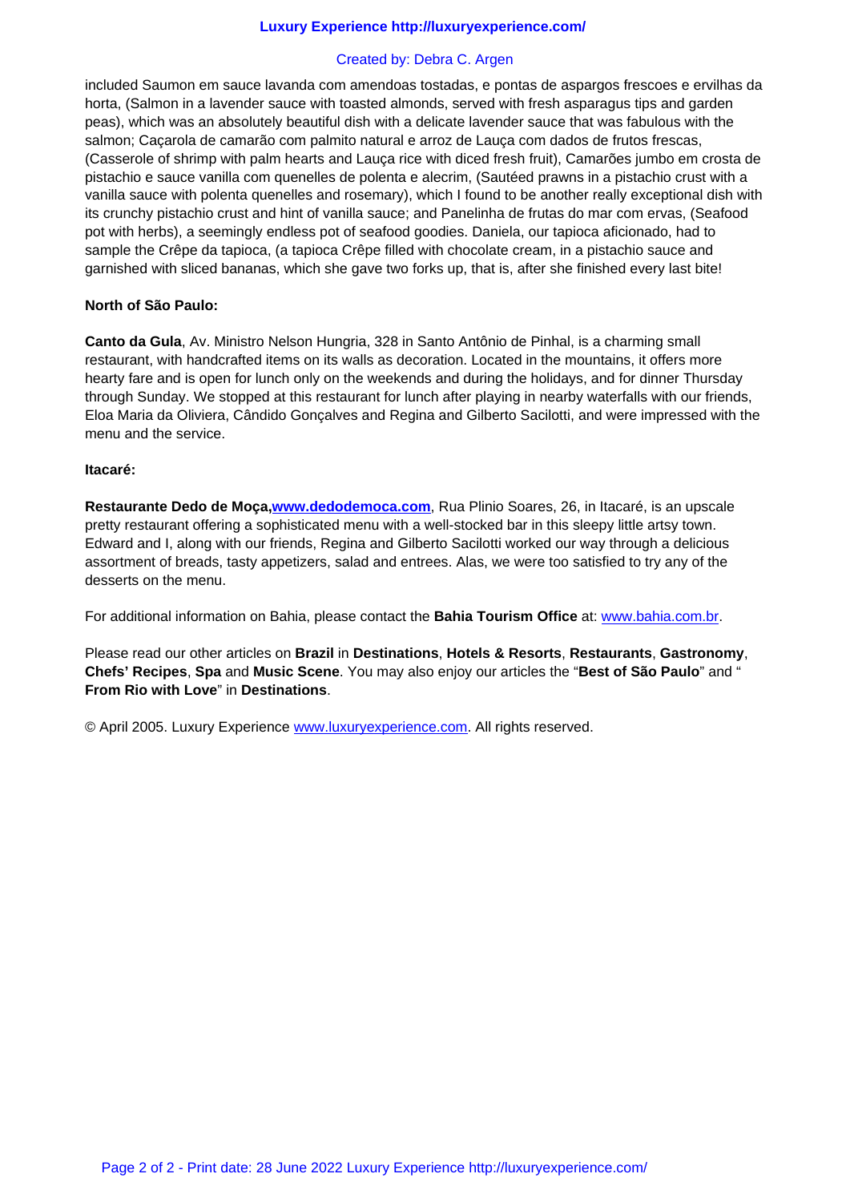included Saumon em sauce lavanda com amendoas tostadas, e pontas de aspargos frescoes e ervilhas da horta, (Salmon in a lavender sauce with toasted almonds, served with fresh asparagus tips and garden peas), which was an absolutely beautiful dish with a delicate lavender sauce that was fabulous with the salmon; Caçarola de camarão com palmito natural e arroz de Lauça com dados de frutos frescas, (Casserole of shrimp with palm hearts and Lauça rice with diced fresh fruit), Camarões jumbo em crosta de pistachio e sauce vanilla com quenelles de polenta e alecrim, (Sautéed prawns in a pistachio crust with a vanilla sauce with polenta quenelles and rosemary), which I found to be another really exceptional dish with its crunchy pistachio crust and hint of vanilla sauce; and Panelinha de frutas do mar com ervas, (Seafood pot with herbs), a seemingly endless pot of seafood goodies. Daniela, our tapioca aficionado, had to sample the Crêpe da tapioca, (a tapioca Crêpe filled with chocolate cream, in a pistachio sauce and garnished with sliced bananas, which she gave two forks up, that is, after she finished every last bite!

**North of São Paulo:**

**Canto da Gula**, Av. Ministro Nelson Hungria, 328 in Santo Antônio de Pinhal, is a charming small restaurant, with handcrafted items on its walls as decoration. Located in the mountains, it offers more hearty fare and is open for lunch only on the weekends and during the holidays, and for dinner Thursday through Sunday. We stopped at this restaurant for lunch after playing in nearby waterfalls with our friends, Eloa Maria da Oliviera, Cândido Gonçalves and Regina and Gilberto Sacilotti, and were impressed with the menu and the service.

**Itacaré:**

**Restaurante Dedo de Moça,[www.dedodemoca.com](http://www.dedodemoca.com)**, Rua Plinio Soares, 26, in Itacaré, is an upscale pretty restaurant offering a sophisticated menu with a well-stocked bar in this sleepy little artsy town. Edward and I, along with our friends, Regina and Gilberto Sacilotti worked our way through a delicious assortment of breads, tasty appetizers, salad and entrees. Alas, we were too satisfied to try any of the desserts on the menu.

For additional information on Bahia, please contact the **Bahia Tourism Office** at: [www.bahia.com.br](http://www.bahia.com.br).

Please read our other articles on **Brazil** in **Destinations**, **Hotels & Resorts**, **Restaurants**, **Gastronomy**, **Chefs' Recipes**, **Spa** and **Music Scene**. You may also enjoy our articles the "**Best of São Paulo**" and "**From Rio with Love**" in **Destinations**.

© April 2005. Luxury Experience [www.luxuryexperience.com](http://www.luxuryexperience.com). All rights reserved.